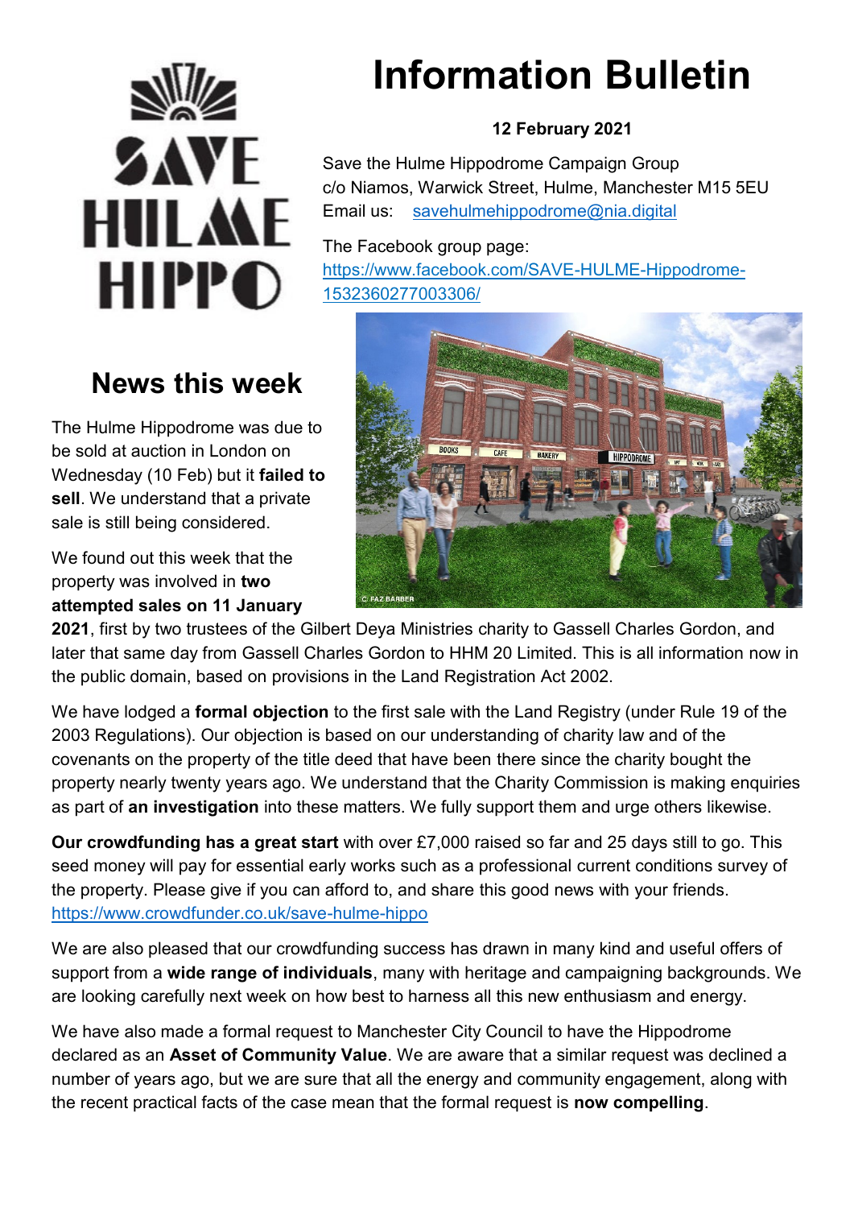# Information Bulletin

**12 February 2021**

Save the Hulme Hippodrome Campaign Group
c/o Niamos, Warwick Street, Hulme, Manchester M15 5EU
Email us: savehulmehippodrome@nia.digital

The Facebook group page:
https://www.facebook.com/SAVE-HULME-Hippodrome-1532360277003306/

## News this week

The Hulme Hippodrome was due to be sold at auction in London on Wednesday (10 Feb) but it **failed to sell**. We understand that a private sale is still being considered.

We found out this week that the property was involved in **two attempted sales on 11 January 2021**, first by two trustees of the Gilbert Deya Ministries charity to Gassell Charles Gordon, and later that same day from Gassell Charles Gordon to HHM 20 Limited. This is all information now in the public domain, based on provisions in the Land Registration Act 2002.

We have lodged a **formal objection** to the first sale with the Land Registry (under Rule 19 of the 2003 Regulations). Our objection is based on our understanding of charity law and of the covenants on the property of the title deed that have been there since the charity bought the property nearly twenty years ago. We understand that the Charity Commission is making enquiries as part of **an investigation** into these matters. We fully support them and urge others likewise.

**Our crowdfunding has a great start** with over £7,000 raised so far and 25 days still to go. This seed money will pay for essential early works such as a professional current conditions survey of the property. Please give if you can afford to, and share this good news with your friends.
https://www.crowdfunder.co.uk/save-hulme-hippo

We are also pleased that our crowdfunding success has drawn in many kind and useful offers of support from a **wide range of individuals**, many with heritage and campaigning backgrounds. We are looking carefully next week on how best to harness all this new enthusiasm and energy.

We have also made a formal request to Manchester City Council to have the Hippodrome declared as an **Asset of Community Value**. We are aware that a similar request was declined a number of years ago, but we are sure that all the energy and community engagement, along with the recent practical facts of the case mean that the formal request is **now compelling**.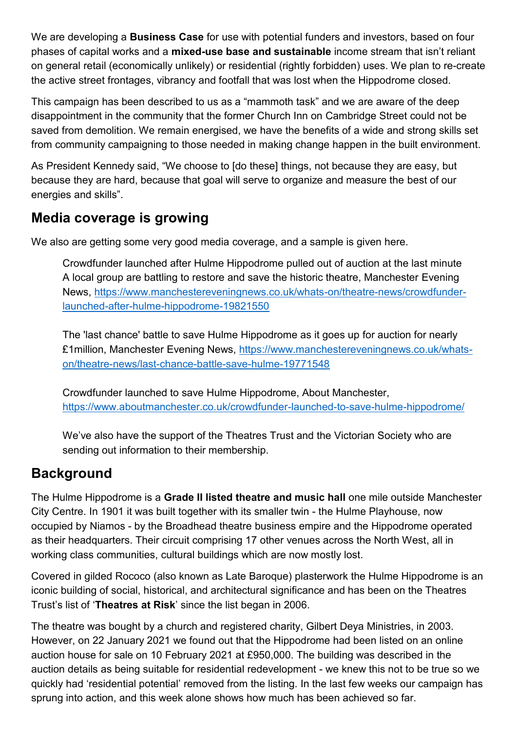We are developing a **Business Case** for use with potential funders and investors, based on four phases of capital works and a **mixed-use base and sustainable** income stream that isn't reliant on general retail (economically unlikely) or residential (rightly forbidden) uses. We plan to re-create the active street frontages, vibrancy and footfall that was lost when the Hippodrome closed.

This campaign has been described to us as a "mammoth task" and we are aware of the deep disappointment in the community that the former Church Inn on Cambridge Street could not be saved from demolition. We remain energised, we have the benefits of a wide and strong skills set from community campaigning to those needed in making change happen in the built environment.

As President Kennedy said, "We choose to [do these] things, not because they are easy, but because they are hard, because that goal will serve to organize and measure the best of our energies and skills".

## Media coverage is growing

We also are getting some very good media coverage, and a sample is given here.

> Crowdfunder launched after Hulme Hippodrome pulled out of auction at the last minute A local group are battling to restore and save the historic theatre, Manchester Evening News, [https://www.manchestereveningnews.co.uk/whats-on/theatre-news/crowdfunder-launched-after-hulme-hippodrome-19821550](https://www.manchestereveningnews.co.uk/whats-on/theatre-news/crowdfunder-launched-after-hulme-hippodrome-19821550)
>
> The 'last chance' battle to save Hulme Hippodrome as it goes up for auction for nearly £1million, Manchester Evening News, [https://www.manchestereveningnews.co.uk/whats-on/theatre-news/last-chance-battle-save-hulme-19771548](https://www.manchestereveningnews.co.uk/whats-on/theatre-news/last-chance-battle-save-hulme-19771548)
>
> Crowdfunder launched to save Hulme Hippodrome, About Manchester, [https://www.aboutmanchester.co.uk/crowdfunder-launched-to-save-hulme-hippodrome/](https://www.aboutmanchester.co.uk/crowdfunder-launched-to-save-hulme-hippodrome/)
>
> We've also have the support of the Theatres Trust and the Victorian Society who are sending out information to their membership.

## Background

The Hulme Hippodrome is a **Grade II listed theatre and music hall** one mile outside Manchester City Centre. In 1901 it was built together with its smaller twin - the Hulme Playhouse, now occupied by Niamos - by the Broadhead theatre business empire and the Hippodrome operated as their headquarters. Their circuit comprising 17 other venues across the North West, all in working class communities, cultural buildings which are now mostly lost.

Covered in gilded Rococo (also known as Late Baroque) plasterwork the Hulme Hippodrome is an iconic building of social, historical, and architectural significance and has been on the Theatres Trust's list of '**Theatres at Risk**' since the list began in 2006.

The theatre was bought by a church and registered charity, Gilbert Deya Ministries, in 2003. However, on 22 January 2021 we found out that the Hippodrome had been listed on an online auction house for sale on 10 February 2021 at £950,000. The building was described in the auction details as being suitable for residential redevelopment - we knew this not to be true so we quickly had 'residential potential' removed from the listing. In the last few weeks our campaign has sprung into action, and this week alone shows how much has been achieved so far.